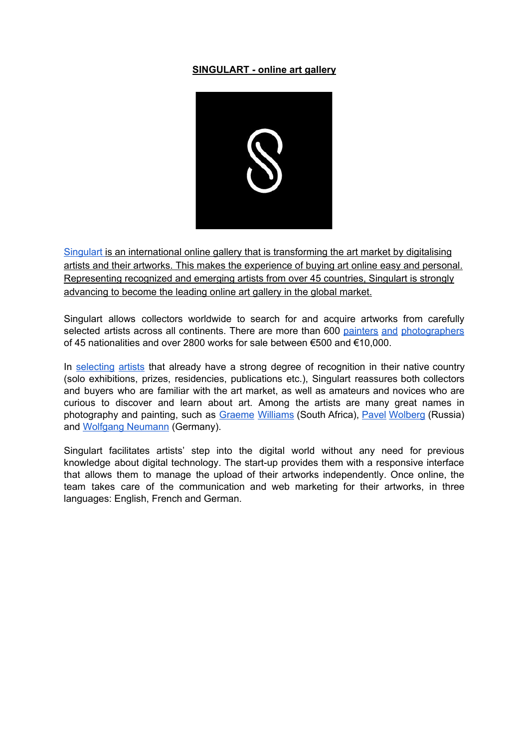**SINGULART - online art gallery**

Singulart is an international online gallery that is transforming the art market by digitalising artists and their artworks. This makes the experience of buying art online easy and personal. Representing recognized and emerging artists from over 45 countries, Singulart is strongly advancing to become the leading online art gallery in the global market.

Singulart allows collectors worldwide to search for and acquire artworks from carefully selected artists across all continents. There are more than 600 painters and photographers of 45 nationalities and over 2800 works for sale between €500 and €10,000.

In selecting artists that already have a strong degree of recognition in their native country (solo exhibitions, prizes, residencies, publications etc.), Singulart reassures both collectors and buyers who are familiar with the art market, as well as amateurs and novices who are curious to discover and learn about art. Among the artists are many great names in photography and painting, such as Graeme Williams (South Africa), Pavel Wolberg (Russia) and Wolfgang Neumann (Germany).

Singulart facilitates artists' step into the digital world without any need for previous knowledge about digital technology. The start-up provides them with a responsive interface that allows them to manage the upload of their artworks independently. Once online, the team takes care of the communication and web marketing for their artworks, in three languages: English, French and German.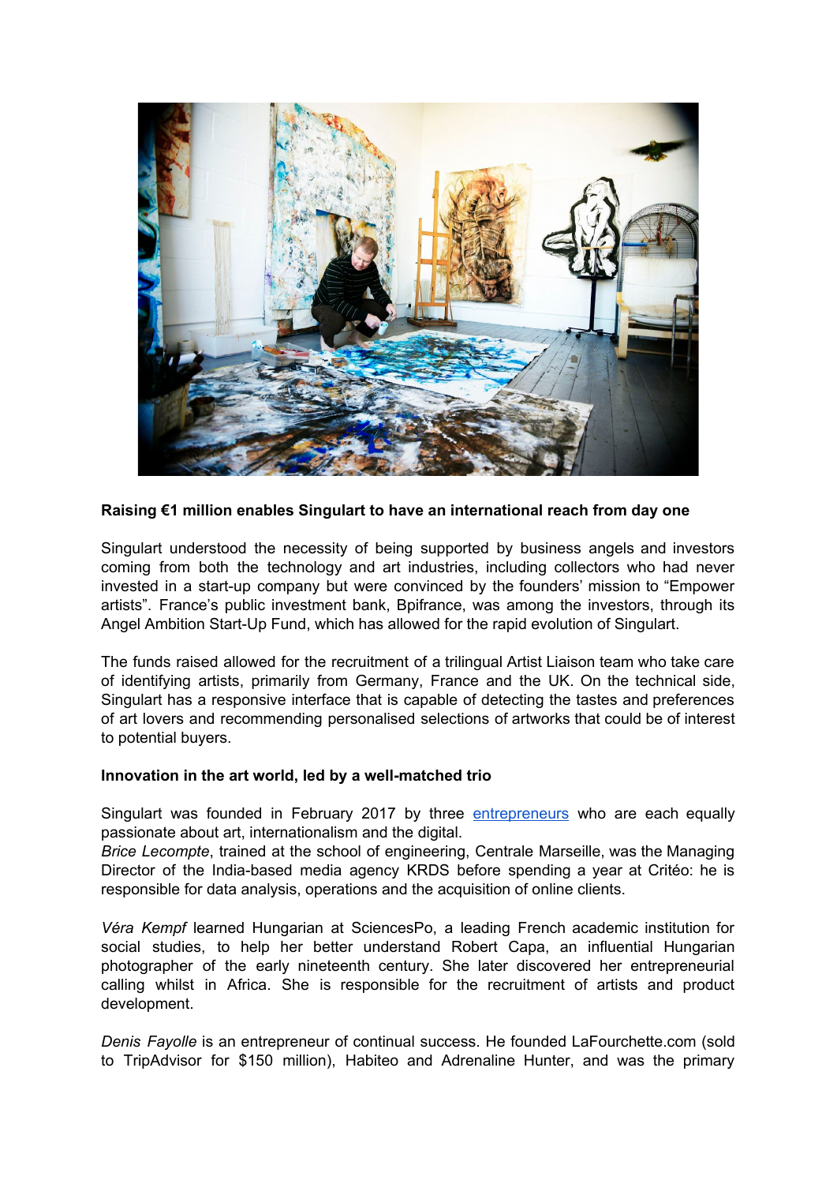**Raising €1 million enables Singulart to have an international reach from day one**

Singulart understood the necessity of being supported by business angels and investors coming from both the technology and art industries, including collectors who had never invested in a start-up company but were convinced by the founders' mission to "Empower artists". France's public investment bank, Bpifrance, was among the investors, through its Angel Ambition Start-Up Fund, which has allowed for the rapid evolution of Singulart.

The funds raised allowed for the recruitment of a trilingual Artist Liaison team who take care of identifying artists, primarily from Germany, France and the UK. On the technical side, Singulart has a responsive interface that is capable of detecting the tastes and preferences of art lovers and recommending personalised selections of artworks that could be of interest to potential buyers.

**Innovation in the art world, led by a well-matched trio**

Singulart was founded in February 2017 by three entrepreneurs who are each equally passionate about art, internationalism and the digital.

*Brice Lecompte*, trained at the school of engineering, Centrale Marseille, was the Managing Director of the India-based media agency KRDS before spending a year at Critéo: he is responsible for data analysis, operations and the acquisition of online clients.

*Véra Kempf* learned Hungarian at SciencesPo, a leading French academic institution for social studies, to help her better understand Robert Capa, an influential Hungarian photographer of the early nineteenth century. She later discovered her entrepreneurial calling whilst in Africa. She is responsible for the recruitment of artists and product development.

*Denis Fayolle* is an entrepreneur of continual success. He founded LaFourchette.com (sold to TripAdvisor for $150 million), Habiteo and Adrenaline Hunter, and was the primary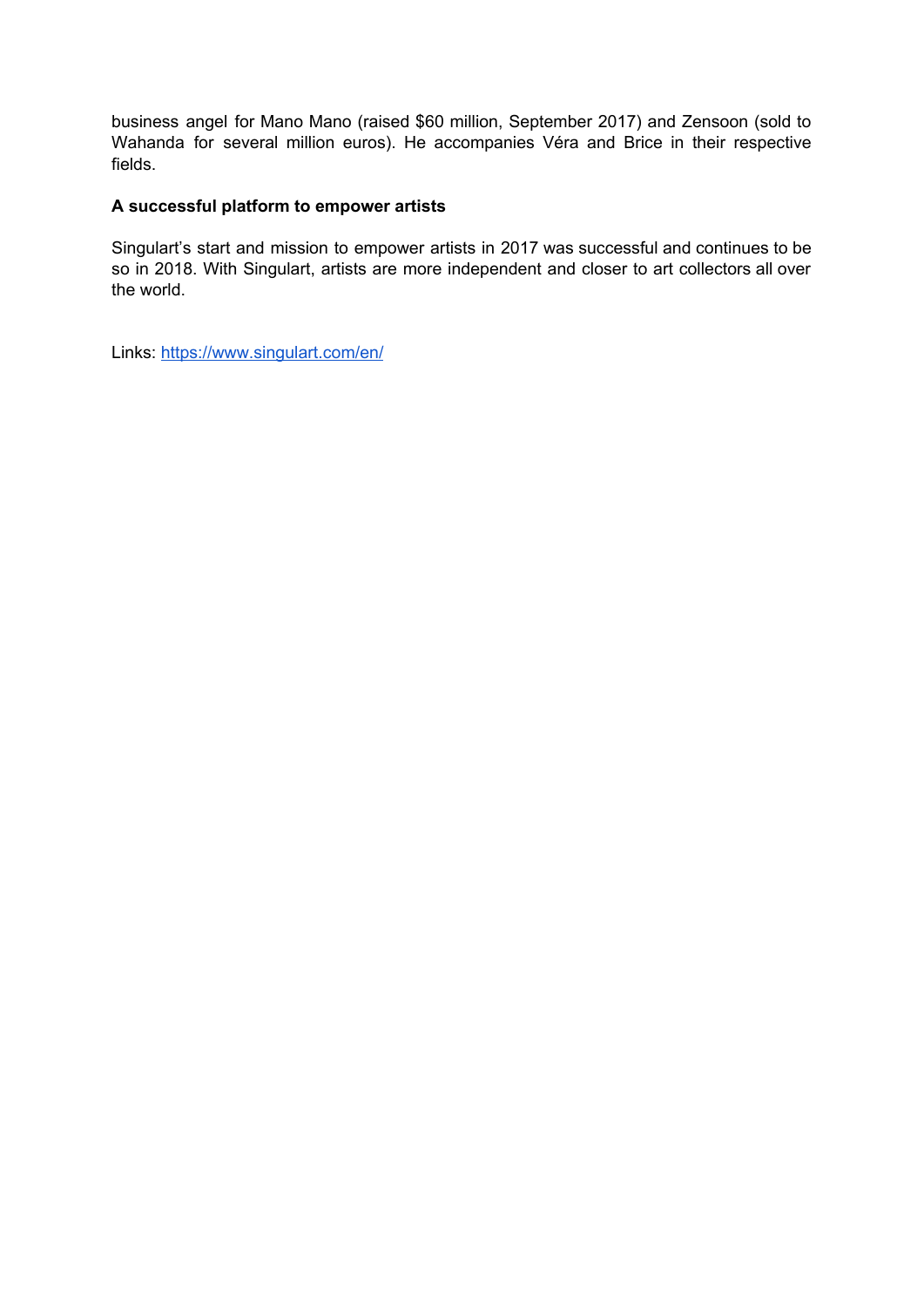business angel for Mano Mano (raised $60 million, September 2017) and Zensoon (sold to Wahanda for several million euros). He accompanies Véra and Brice in their respective fields.

**A successful platform to empower artists**

Singulart's start and mission to empower artists in 2017 was successful and continues to be so in 2018. With Singulart, artists are more independent and closer to art collectors all over the world.

Links: [https://www.singulart.com/en/](https://www.singulart.com/en/)